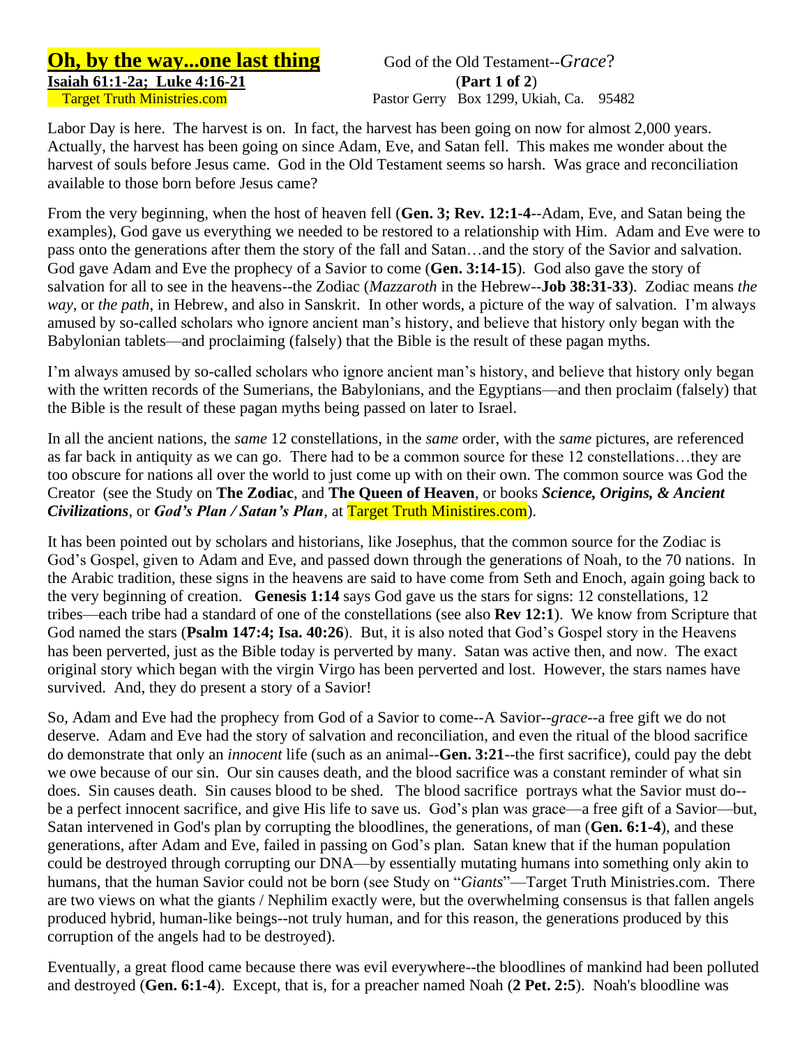# Oh, by the way...one last thing

God of the Old Testament--*Grace*?

**Isaiah 61:1-2a; Luke 4:16-21**

(**Part 1 of 2**)

Target Truth Ministries.com

Pastor Gerry Box 1299, Ukiah, Ca. 95482

Labor Day is here. The harvest is on. In fact, the harvest has been going on now for almost 2,000 years. Actually, the harvest has been going on since Adam, Eve, and Satan fell. This makes me wonder about the harvest of souls before Jesus came. God in the Old Testament seems so harsh. Was grace and reconciliation available to those born before Jesus came?

From the very beginning, when the host of heaven fell (**Gen. 3; Rev. 12:1-4**--Adam, Eve, and Satan being the examples), God gave us everything we needed to be restored to a relationship with Him. Adam and Eve were to pass onto the generations after them the story of the fall and Satan…and the story of the Savior and salvation. God gave Adam and Eve the prophecy of a Savior to come (**Gen. 3:14-15**). God also gave the story of salvation for all to see in the heavens--the Zodiac (*Mazzaroth* in the Hebrew--**Job 38:31-33**). Zodiac means *the way*, or *the path*, in Hebrew, and also in Sanskrit. In other words, a picture of the way of salvation. I'm always amused by so-called scholars who ignore ancient man's history, and believe that history only began with the Babylonian tablets—and proclaiming (falsely) that the Bible is the result of these pagan myths.

I'm always amused by so-called scholars who ignore ancient man's history, and believe that history only began with the written records of the Sumerians, the Babylonians, and the Egyptians—and then proclaim (falsely) that the Bible is the result of these pagan myths being passed on later to Israel.

In all the ancient nations, the *same* 12 constellations, in the *same* order, with the *same* pictures, are referenced as far back in antiquity as we can go. There had to be a common source for these 12 constellations…they are too obscure for nations all over the world to just come up with on their own. The common source was God the Creator (see the Study on **The Zodiac**, and **The Queen of Heaven**, or books ***Science, Origins, & Ancient Civilizations***, or ***God's Plan / Satan's Plan***, at Target Truth Ministires.com).

It has been pointed out by scholars and historians, like Josephus, that the common source for the Zodiac is God's Gospel, given to Adam and Eve, and passed down through the generations of Noah, to the 70 nations. In the Arabic tradition, these signs in the heavens are said to have come from Seth and Enoch, again going back to the very beginning of creation. **Genesis 1:14** says God gave us the stars for signs: 12 constellations, 12 tribes—each tribe had a standard of one of the constellations (see also **Rev 12:1**). We know from Scripture that God named the stars (**Psalm 147:4; Isa. 40:26**). But, it is also noted that God's Gospel story in the Heavens has been perverted, just as the Bible today is perverted by many. Satan was active then, and now. The exact original story which began with the virgin Virgo has been perverted and lost. However, the stars names have survived. And, they do present a story of a Savior!

So, Adam and Eve had the prophecy from God of a Savior to come--A Savior--*grace*--a free gift we do not deserve. Adam and Eve had the story of salvation and reconciliation, and even the ritual of the blood sacrifice do demonstrate that only an *innocent* life (such as an animal--**Gen. 3:21**--the first sacrifice), could pay the debt we owe because of our sin. Our sin causes death, and the blood sacrifice was a constant reminder of what sin does. Sin causes death. Sin causes blood to be shed. The blood sacrifice portrays what the Savior must do--be a perfect innocent sacrifice, and give His life to save us. God's plan was grace—a free gift of a Savior—but, Satan intervened in God's plan by corrupting the bloodlines, the generations, of man (**Gen. 6:1-4**), and these generations, after Adam and Eve, failed in passing on God's plan. Satan knew that if the human population could be destroyed through corrupting our DNA—by essentially mutating humans into something only akin to humans, that the human Savior could not be born (see Study on "*Giants*"—Target Truth Ministries.com. There are two views on what the giants / Nephilim exactly were, but the overwhelming consensus is that fallen angels produced hybrid, human-like beings--not truly human, and for this reason, the generations produced by this corruption of the angels had to be destroyed).

Eventually, a great flood came because there was evil everywhere--the bloodlines of mankind had been polluted and destroyed (**Gen. 6:1-4**). Except, that is, for a preacher named Noah (**2 Pet. 2:5**). Noah's bloodline was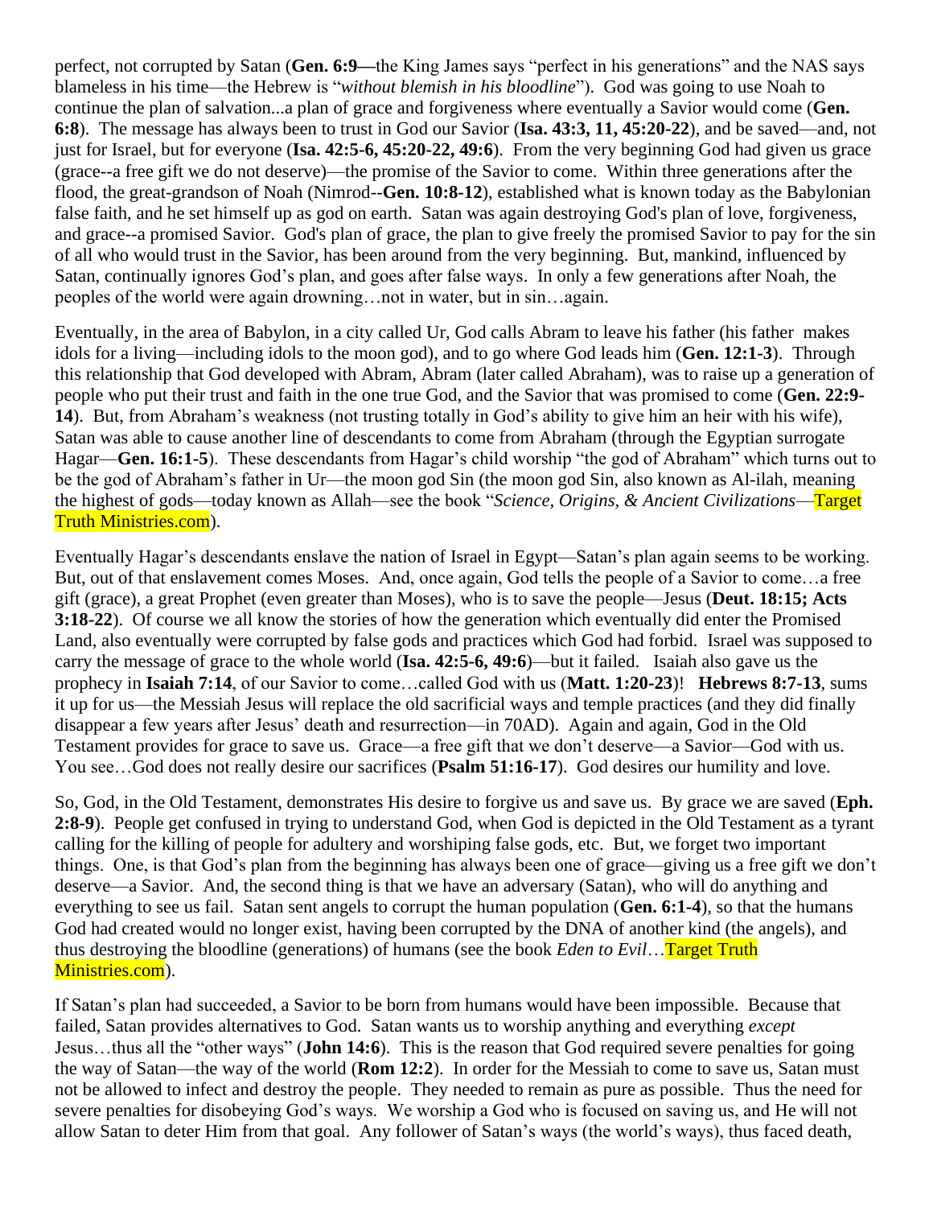perfect, not corrupted by Satan (**Gen. 6:9—**the King James says "perfect in his generations" and the NAS says blameless in his time—the Hebrew is "*without blemish in his bloodline*"). God was going to use Noah to continue the plan of salvation...a plan of grace and forgiveness where eventually a Savior would come (**Gen. 6:8**). The message has always been to trust in God our Savior (**Isa. 43:3, 11, 45:20-22**), and be saved—and, not just for Israel, but for everyone (**Isa. 42:5-6, 45:20-22, 49:6**). From the very beginning God had given us grace (grace--a free gift we do not deserve)—the promise of the Savior to come. Within three generations after the flood, the great-grandson of Noah (Nimrod--**Gen. 10:8-12**), established what is known today as the Babylonian false faith, and he set himself up as god on earth. Satan was again destroying God's plan of love, forgiveness, and grace--a promised Savior. God's plan of grace, the plan to give freely the promised Savior to pay for the sin of all who would trust in the Savior, has been around from the very beginning. But, mankind, influenced by Satan, continually ignores God's plan, and goes after false ways. In only a few generations after Noah, the peoples of the world were again drowning…not in water, but in sin…again.

Eventually, in the area of Babylon, in a city called Ur, God calls Abram to leave his father (his father makes idols for a living—including idols to the moon god), and to go where God leads him (**Gen. 12:1-3**). Through this relationship that God developed with Abram, Abram (later called Abraham), was to raise up a generation of people who put their trust and faith in the one true God, and the Savior that was promised to come (**Gen. 22:9-14**). But, from Abraham's weakness (not trusting totally in God's ability to give him an heir with his wife), Satan was able to cause another line of descendants to come from Abraham (through the Egyptian surrogate Hagar—**Gen. 16:1-5**). These descendants from Hagar's child worship "the god of Abraham" which turns out to be the god of Abraham's father in Ur—the moon god Sin (the moon god Sin, also known as Al-ilah, meaning the highest of gods—today known as Allah—see the book "*Science, Origins, & Ancient Civilizations*—Target Truth Ministries.com).

Eventually Hagar's descendants enslave the nation of Israel in Egypt—Satan's plan again seems to be working. But, out of that enslavement comes Moses. And, once again, God tells the people of a Savior to come…a free gift (grace), a great Prophet (even greater than Moses), who is to save the people—Jesus (**Deut. 18:15; Acts 3:18-22**). Of course we all know the stories of how the generation which eventually did enter the Promised Land, also eventually were corrupted by false gods and practices which God had forbid. Israel was supposed to carry the message of grace to the whole world (**Isa. 42:5-6, 49:6**)—but it failed. Isaiah also gave us the prophecy in **Isaiah 7:14**, of our Savior to come…called God with us (**Matt. 1:20-23**)! **Hebrews 8:7-13**, sums it up for us—the Messiah Jesus will replace the old sacrificial ways and temple practices (and they did finally disappear a few years after Jesus' death and resurrection—in 70AD). Again and again, God in the Old Testament provides for grace to save us. Grace—a free gift that we don't deserve—a Savior—God with us. You see…God does not really desire our sacrifices (**Psalm 51:16-17**). God desires our humility and love.

So, God, in the Old Testament, demonstrates His desire to forgive us and save us. By grace we are saved (**Eph. 2:8-9**). People get confused in trying to understand God, when God is depicted in the Old Testament as a tyrant calling for the killing of people for adultery and worshiping false gods, etc. But, we forget two important things. One, is that God's plan from the beginning has always been one of grace—giving us a free gift we don't deserve—a Savior. And, the second thing is that we have an adversary (Satan), who will do anything and everything to see us fail. Satan sent angels to corrupt the human population (**Gen. 6:1-4**), so that the humans God had created would no longer exist, having been corrupted by the DNA of another kind (the angels), and thus destroying the bloodline (generations) of humans (see the book *Eden to Evil*…Target Truth Ministries.com).

If Satan's plan had succeeded, a Savior to be born from humans would have been impossible. Because that failed, Satan provides alternatives to God. Satan wants us to worship anything and everything *except* Jesus…thus all the "other ways" (**John 14:6**). This is the reason that God required severe penalties for going the way of Satan—the way of the world (**Rom 12:2**). In order for the Messiah to come to save us, Satan must not be allowed to infect and destroy the people. They needed to remain as pure as possible. Thus the need for severe penalties for disobeying God's ways. We worship a God who is focused on saving us, and He will not allow Satan to deter Him from that goal. Any follower of Satan's ways (the world's ways), thus faced death,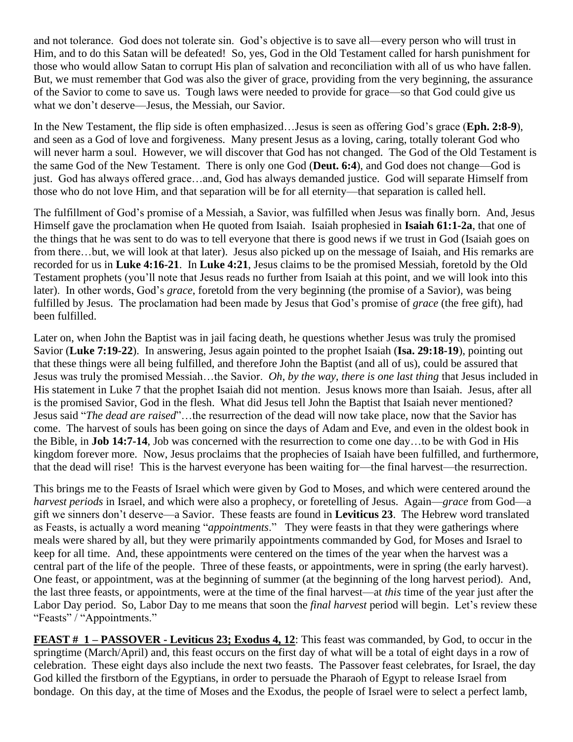and not tolerance. God does not tolerate sin. God's objective is to save all—every person who will trust in Him, and to do this Satan will be defeated! So, yes, God in the Old Testament called for harsh punishment for those who would allow Satan to corrupt His plan of salvation and reconciliation with all of us who have fallen. But, we must remember that God was also the giver of grace, providing from the very beginning, the assurance of the Savior to come to save us. Tough laws were needed to provide for grace—so that God could give us what we don't deserve—Jesus, the Messiah, our Savior.

In the New Testament, the flip side is often emphasized…Jesus is seen as offering God's grace (**Eph. 2:8-9**), and seen as a God of love and forgiveness. Many present Jesus as a loving, caring, totally tolerant God who will never harm a soul. However, we will discover that God has not changed. The God of the Old Testament is the same God of the New Testament. There is only one God (**Deut. 6:4**), and God does not change—God is just. God has always offered grace…and, God has always demanded justice. God will separate Himself from those who do not love Him, and that separation will be for all eternity—that separation is called hell.

The fulfillment of God's promise of a Messiah, a Savior, was fulfilled when Jesus was finally born. And, Jesus Himself gave the proclamation when He quoted from Isaiah. Isaiah prophesied in **Isaiah 61:1-2a**, that one of the things that he was sent to do was to tell everyone that there is good news if we trust in God (Isaiah goes on from there…but, we will look at that later). Jesus also picked up on the message of Isaiah, and His remarks are recorded for us in **Luke 4:16-21**. In **Luke 4:21**, Jesus claims to be the promised Messiah, foretold by the Old Testament prophets (you'll note that Jesus reads no further from Isaiah at this point, and we will look into this later). In other words, God's *grace*, foretold from the very beginning (the promise of a Savior), was being fulfilled by Jesus. The proclamation had been made by Jesus that God's promise of *grace* (the free gift), had been fulfilled.

Later on, when John the Baptist was in jail facing death, he questions whether Jesus was truly the promised Savior (**Luke 7:19-22**). In answering, Jesus again pointed to the prophet Isaiah (**Isa. 29:18-19**), pointing out that these things were all being fulfilled, and therefore John the Baptist (and all of us), could be assured that Jesus was truly the promised Messiah…the Savior. *Oh, by the way, there is one last thing* that Jesus included in His statement in Luke 7 that the prophet Isaiah did not mention. Jesus knows more than Isaiah. Jesus, after all is the promised Savior, God in the flesh. What did Jesus tell John the Baptist that Isaiah never mentioned? Jesus said "*The dead are raised*"…the resurrection of the dead will now take place, now that the Savior has come. The harvest of souls has been going on since the days of Adam and Eve, and even in the oldest book in the Bible, in **Job 14:7-14**, Job was concerned with the resurrection to come one day…to be with God in His kingdom forever more. Now, Jesus proclaims that the prophecies of Isaiah have been fulfilled, and furthermore, that the dead will rise! This is the harvest everyone has been waiting for—the final harvest—the resurrection.

This brings me to the Feasts of Israel which were given by God to Moses, and which were centered around the *harvest periods* in Israel, and which were also a prophecy, or foretelling of Jesus. Again—*grace* from God—a gift we sinners don't deserve—a Savior. These feasts are found in **Leviticus 23**. The Hebrew word translated as Feasts, is actually a word meaning "*appointments*." They were feasts in that they were gatherings where meals were shared by all, but they were primarily appointments commanded by God, for Moses and Israel to keep for all time. And, these appointments were centered on the times of the year when the harvest was a central part of the life of the people. Three of these feasts, or appointments, were in spring (the early harvest). One feast, or appointment, was at the beginning of summer (at the beginning of the long harvest period). And, the last three feasts, or appointments, were at the time of the final harvest—at *this* time of the year just after the Labor Day period. So, Labor Day to me means that soon the *final harvest* period will begin. Let's review these "Feasts" / "Appointments."

**<u>FEAST # 1 – PASSOVER - Leviticus 23; Exodus 4, 12</u>**: This feast was commanded, by God, to occur in the springtime (March/April) and, this feast occurs on the first day of what will be a total of eight days in a row of celebration. These eight days also include the next two feasts. The Passover feast celebrates, for Israel, the day God killed the firstborn of the Egyptians, in order to persuade the Pharaoh of Egypt to release Israel from bondage. On this day, at the time of Moses and the Exodus, the people of Israel were to select a perfect lamb,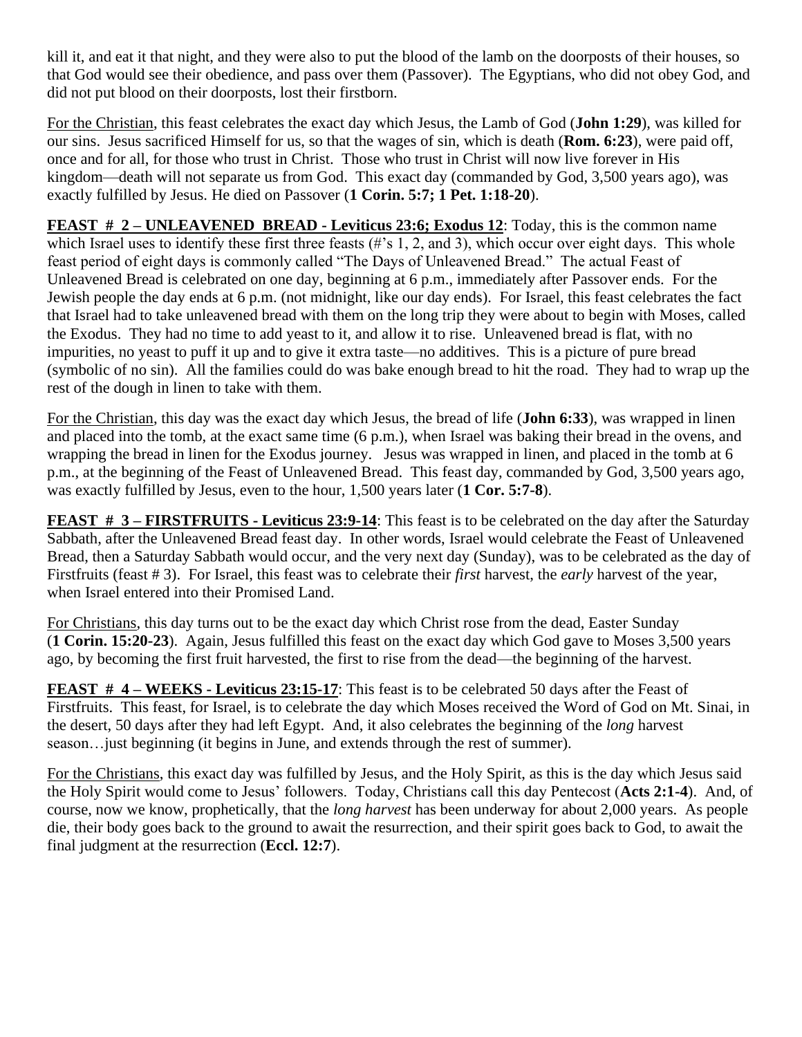kill it, and eat it that night, and they were also to put the blood of the lamb on the doorposts of their houses, so that God would see their obedience, and pass over them (Passover). The Egyptians, who did not obey God, and did not put blood on their doorposts, lost their firstborn.

<u>For the Christian</u>, this feast celebrates the exact day which Jesus, the Lamb of God (**John 1:29**), was killed for our sins. Jesus sacrificed Himself for us, so that the wages of sin, which is death (**Rom. 6:23**), were paid off, once and for all, for those who trust in Christ. Those who trust in Christ will now live forever in His kingdom—death will not separate us from God. This exact day (commanded by God, 3,500 years ago), was exactly fulfilled by Jesus. He died on Passover (**1 Corin. 5:7; 1 Pet. 1:18-20**).

**<u>FEAST # 2 – UNLEAVENED BREAD - Leviticus 23:6; Exodus 12</u>**: Today, this is the common name which Israel uses to identify these first three feasts (#'s 1, 2, and 3), which occur over eight days. This whole feast period of eight days is commonly called "The Days of Unleavened Bread." The actual Feast of Unleavened Bread is celebrated on one day, beginning at 6 p.m., immediately after Passover ends. For the Jewish people the day ends at 6 p.m. (not midnight, like our day ends). For Israel, this feast celebrates the fact that Israel had to take unleavened bread with them on the long trip they were about to begin with Moses, called the Exodus. They had no time to add yeast to it, and allow it to rise. Unleavened bread is flat, with no impurities, no yeast to puff it up and to give it extra taste—no additives. This is a picture of pure bread (symbolic of no sin). All the families could do was bake enough bread to hit the road. They had to wrap up the rest of the dough in linen to take with them.

<u>For the Christian</u>, this day was the exact day which Jesus, the bread of life (**John 6:33**), was wrapped in linen and placed into the tomb, at the exact same time (6 p.m.), when Israel was baking their bread in the ovens, and wrapping the bread in linen for the Exodus journey. Jesus was wrapped in linen, and placed in the tomb at 6 p.m., at the beginning of the Feast of Unleavened Bread. This feast day, commanded by God, 3,500 years ago, was exactly fulfilled by Jesus, even to the hour, 1,500 years later (**1 Cor. 5:7-8**).

**<u>FEAST # 3 – FIRSTFRUITS - Leviticus 23:9-14</u>**: This feast is to be celebrated on the day after the Saturday Sabbath, after the Unleavened Bread feast day. In other words, Israel would celebrate the Feast of Unleavened Bread, then a Saturday Sabbath would occur, and the very next day (Sunday), was to be celebrated as the day of Firstfruits (feast # 3). For Israel, this feast was to celebrate their *first* harvest, the *early* harvest of the year, when Israel entered into their Promised Land.

<u>For Christians</u>, this day turns out to be the exact day which Christ rose from the dead, Easter Sunday (**1 Corin. 15:20-23**). Again, Jesus fulfilled this feast on the exact day which God gave to Moses 3,500 years ago, by becoming the first fruit harvested, the first to rise from the dead—the beginning of the harvest.

**<u>FEAST # 4 – WEEKS - Leviticus 23:15-17</u>**: This feast is to be celebrated 50 days after the Feast of Firstfruits. This feast, for Israel, is to celebrate the day which Moses received the Word of God on Mt. Sinai, in the desert, 50 days after they had left Egypt. And, it also celebrates the beginning of the *long* harvest season…just beginning (it begins in June, and extends through the rest of summer).

<u>For the Christians</u>, this exact day was fulfilled by Jesus, and the Holy Spirit, as this is the day which Jesus said the Holy Spirit would come to Jesus' followers. Today, Christians call this day Pentecost (**Acts 2:1-4**). And, of course, now we know, prophetically, that the *long harvest* has been underway for about 2,000 years. As people die, their body goes back to the ground to await the resurrection, and their spirit goes back to God, to await the final judgment at the resurrection (**Eccl. 12:7**).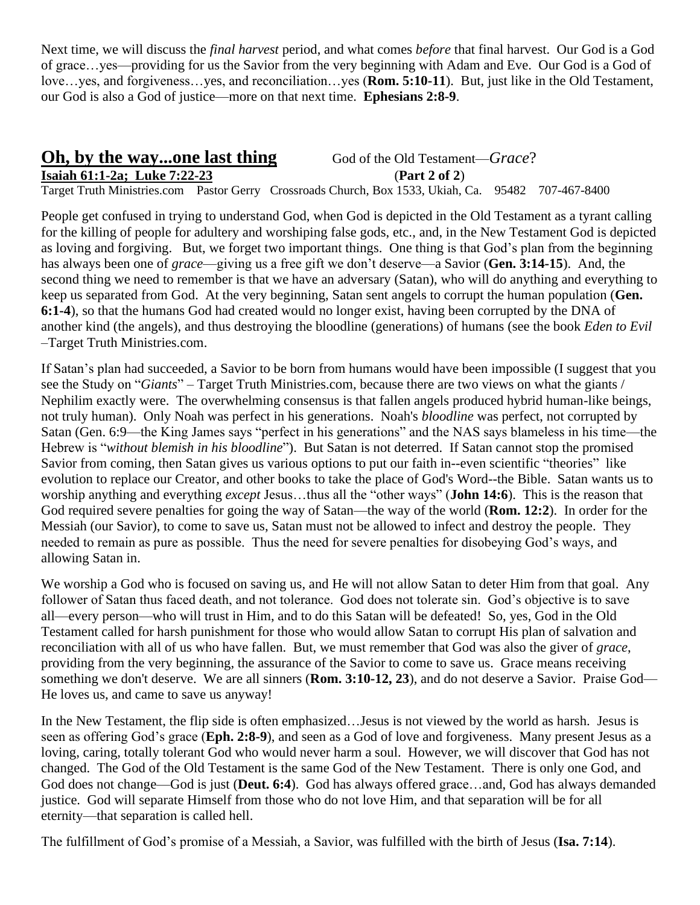Next time, we will discuss the *final harvest* period, and what comes *before* that final harvest. Our God is a God of grace…yes—providing for us the Savior from the very beginning with Adam and Eve. Our God is a God of love…yes, and forgiveness…yes, and reconciliation…yes (**Rom. 5:10-11**). But, just like in the Old Testament, our God is also a God of justice—more on that next time. **Ephesians 2:8-9**.

## Oh, by the way...one last thing

God of the Old Testament—*Grace*?

**Isaiah 61:1-2a; Luke 7:22-23** (**Part 2 of 2**)

Target Truth Ministries.com Pastor Gerry Crossroads Church, Box 1533, Ukiah, Ca. 95482 707-467-8400

People get confused in trying to understand God, when God is depicted in the Old Testament as a tyrant calling for the killing of people for adultery and worshiping false gods, etc., and, in the New Testament God is depicted as loving and forgiving. But, we forget two important things. One thing is that God's plan from the beginning has always been one of *grace*—giving us a free gift we don't deserve—a Savior (**Gen. 3:14-15**). And, the second thing we need to remember is that we have an adversary (Satan), who will do anything and everything to keep us separated from God. At the very beginning, Satan sent angels to corrupt the human population (**Gen. 6:1-4**), so that the humans God had created would no longer exist, having been corrupted by the DNA of another kind (the angels), and thus destroying the bloodline (generations) of humans (see the book *Eden to Evil* –Target Truth Ministries.com.

If Satan's plan had succeeded, a Savior to be born from humans would have been impossible (I suggest that you see the Study on "*Giants*" – Target Truth Ministries.com, because there are two views on what the giants / Nephilim exactly were. The overwhelming consensus is that fallen angels produced hybrid human-like beings, not truly human). Only Noah was perfect in his generations. Noah's *bloodline* was perfect, not corrupted by Satan (Gen. 6:9—the King James says "perfect in his generations" and the NAS says blameless in his time—the Hebrew is "*without blemish in his bloodline*"). But Satan is not deterred. If Satan cannot stop the promised Savior from coming, then Satan gives us various options to put our faith in--even scientific "theories" like evolution to replace our Creator, and other books to take the place of God's Word--the Bible. Satan wants us to worship anything and everything *except* Jesus…thus all the "other ways" (**John 14:6**). This is the reason that God required severe penalties for going the way of Satan—the way of the world (**Rom. 12:2**). In order for the Messiah (our Savior), to come to save us, Satan must not be allowed to infect and destroy the people. They needed to remain as pure as possible. Thus the need for severe penalties for disobeying God's ways, and allowing Satan in.

We worship a God who is focused on saving us, and He will not allow Satan to deter Him from that goal. Any follower of Satan thus faced death, and not tolerance. God does not tolerate sin. God's objective is to save all—every person—who will trust in Him, and to do this Satan will be defeated! So, yes, God in the Old Testament called for harsh punishment for those who would allow Satan to corrupt His plan of salvation and reconciliation with all of us who have fallen. But, we must remember that God was also the giver of *grace*, providing from the very beginning, the assurance of the Savior to come to save us. Grace means receiving something we don't deserve. We are all sinners (**Rom. 3:10-12, 23**), and do not deserve a Savior. Praise God—He loves us, and came to save us anyway!

In the New Testament, the flip side is often emphasized…Jesus is not viewed by the world as harsh. Jesus is seen as offering God's grace (**Eph. 2:8-9**), and seen as a God of love and forgiveness. Many present Jesus as a loving, caring, totally tolerant God who would never harm a soul. However, we will discover that God has not changed. The God of the Old Testament is the same God of the New Testament. There is only one God, and God does not change—God is just (**Deut. 6:4**). God has always offered grace…and, God has always demanded justice. God will separate Himself from those who do not love Him, and that separation will be for all eternity—that separation is called hell.

The fulfillment of God's promise of a Messiah, a Savior, was fulfilled with the birth of Jesus (**Isa. 7:14**).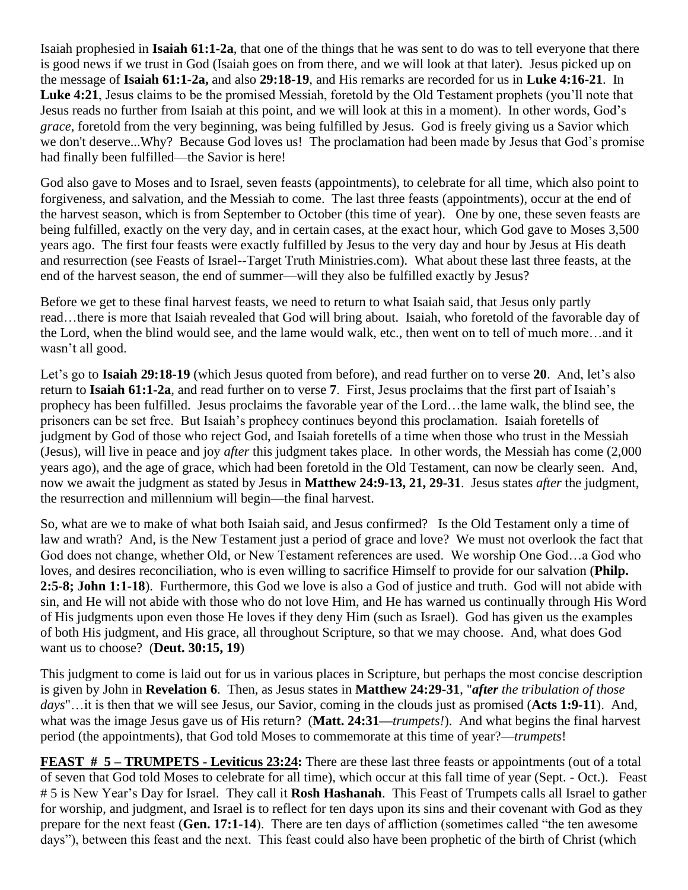Isaiah prophesied in **Isaiah 61:1-2a**, that one of the things that he was sent to do was to tell everyone that there is good news if we trust in God (Isaiah goes on from there, and we will look at that later). Jesus picked up on the message of **Isaiah 61:1-2a,** and also **29:18-19**, and His remarks are recorded for us in **Luke 4:16-21**. In **Luke 4:21**, Jesus claims to be the promised Messiah, foretold by the Old Testament prophets (you'll note that Jesus reads no further from Isaiah at this point, and we will look at this in a moment). In other words, God's *grace*, foretold from the very beginning, was being fulfilled by Jesus. God is freely giving us a Savior which we don't deserve...Why? Because God loves us! The proclamation had been made by Jesus that God's promise had finally been fulfilled—the Savior is here!

God also gave to Moses and to Israel, seven feasts (appointments), to celebrate for all time, which also point to forgiveness, and salvation, and the Messiah to come. The last three feasts (appointments), occur at the end of the harvest season, which is from September to October (this time of year). One by one, these seven feasts are being fulfilled, exactly on the very day, and in certain cases, at the exact hour, which God gave to Moses 3,500 years ago. The first four feasts were exactly fulfilled by Jesus to the very day and hour by Jesus at His death and resurrection (see Feasts of Israel--Target Truth Ministries.com). What about these last three feasts, at the end of the harvest season, the end of summer—will they also be fulfilled exactly by Jesus?

Before we get to these final harvest feasts, we need to return to what Isaiah said, that Jesus only partly read…there is more that Isaiah revealed that God will bring about. Isaiah, who foretold of the favorable day of the Lord, when the blind would see, and the lame would walk, etc., then went on to tell of much more…and it wasn't all good.

Let's go to **Isaiah 29:18-19** (which Jesus quoted from before), and read further on to verse **20**. And, let's also return to **Isaiah 61:1-2a**, and read further on to verse **7**. First, Jesus proclaims that the first part of Isaiah's prophecy has been fulfilled. Jesus proclaims the favorable year of the Lord…the lame walk, the blind see, the prisoners can be set free. But Isaiah's prophecy continues beyond this proclamation. Isaiah foretells of judgment by God of those who reject God, and Isaiah foretells of a time when those who trust in the Messiah (Jesus), will live in peace and joy *after* this judgment takes place. In other words, the Messiah has come (2,000 years ago), and the age of grace, which had been foretold in the Old Testament, can now be clearly seen. And, now we await the judgment as stated by Jesus in **Matthew 24:9-13, 21, 29-31**. Jesus states *after* the judgment, the resurrection and millennium will begin—the final harvest.

So, what are we to make of what both Isaiah said, and Jesus confirmed? Is the Old Testament only a time of law and wrath? And, is the New Testament just a period of grace and love? We must not overlook the fact that God does not change, whether Old, or New Testament references are used. We worship One God…a God who loves, and desires reconciliation, who is even willing to sacrifice Himself to provide for our salvation (**Philp. 2:5-8; John 1:1-18**). Furthermore, this God we love is also a God of justice and truth. God will not abide with sin, and He will not abide with those who do not love Him, and He has warned us continually through His Word of His judgments upon even those He loves if they deny Him (such as Israel). God has given us the examples of both His judgment, and His grace, all throughout Scripture, so that we may choose. And, what does God want us to choose? (**Deut. 30:15, 19**)

This judgment to come is laid out for us in various places in Scripture, but perhaps the most concise description is given by John in **Revelation 6**. Then, as Jesus states in **Matthew 24:29-31**, "***after*** *the tribulation of those days*"…it is then that we will see Jesus, our Savior, coming in the clouds just as promised (**Acts 1:9-11**). And, what was the image Jesus gave us of His return? (**Matt. 24:31—***trumpets!*). And what begins the final harvest period (the appointments), that God told Moses to commemorate at this time of year?—*trumpets*!

**FEAST # 5 – TRUMPETS - Leviticus 23:24:** There are these last three feasts or appointments (out of a total of seven that God told Moses to celebrate for all time), which occur at this fall time of year (Sept. - Oct.). Feast # 5 is New Year's Day for Israel. They call it **Rosh Hashanah**. This Feast of Trumpets calls all Israel to gather for worship, and judgment, and Israel is to reflect for ten days upon its sins and their covenant with God as they prepare for the next feast (**Gen. 17:1-14**). There are ten days of affliction (sometimes called "the ten awesome days"), between this feast and the next. This feast could also have been prophetic of the birth of Christ (which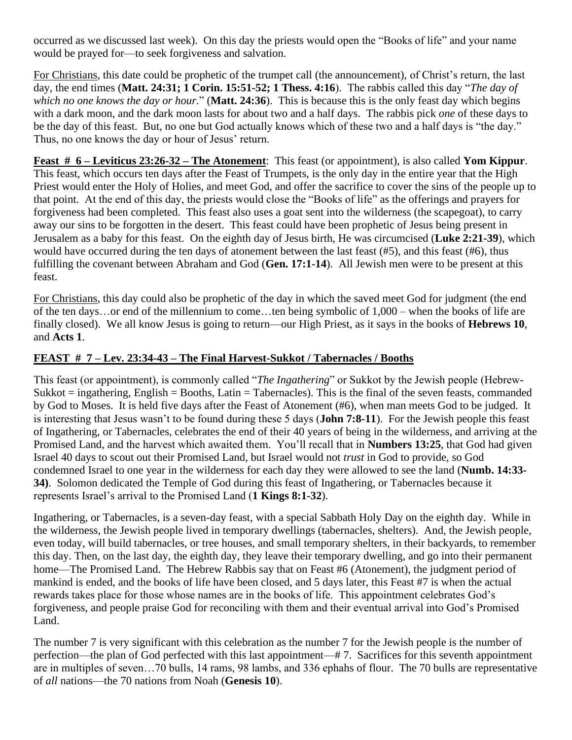occurred as we discussed last week). On this day the priests would open the "Books of life" and your name would be prayed for—to seek forgiveness and salvation.

For Christians, this date could be prophetic of the trumpet call (the announcement), of Christ's return, the last day, the end times (**Matt. 24:31; 1 Corin. 15:51-52; 1 Thess. 4:16**). The rabbis called this day "*The day of which no one knows the day or hour.*" (**Matt. 24:36**). This is because this is the only feast day which begins with a dark moon, and the dark moon lasts for about two and a half days. The rabbis pick *one* of these days to be the day of this feast. But, no one but God actually knows which of these two and a half days is "the day." Thus, no one knows the day or hour of Jesus' return.

**Feast # 6 – Leviticus 23:26-32 – The Atonement**: This feast (or appointment), is also called **Yom Kippur**. This feast, which occurs ten days after the Feast of Trumpets, is the only day in the entire year that the High Priest would enter the Holy of Holies, and meet God, and offer the sacrifice to cover the sins of the people up to that point. At the end of this day, the priests would close the "Books of life" as the offerings and prayers for forgiveness had been completed. This feast also uses a goat sent into the wilderness (the scapegoat), to carry away our sins to be forgotten in the desert. This feast could have been prophetic of Jesus being present in Jerusalem as a baby for this feast. On the eighth day of Jesus birth, He was circumcised (**Luke 2:21-39**), which would have occurred during the ten days of atonement between the last feast (#5), and this feast (#6), thus fulfilling the covenant between Abraham and God (**Gen. 17:1-14**). All Jewish men were to be present at this feast.

For Christians, this day could also be prophetic of the day in which the saved meet God for judgment (the end of the ten days…or end of the millennium to come…ten being symbolic of 1,000 – when the books of life are finally closed). We all know Jesus is going to return—our High Priest, as it says in the books of **Hebrews 10**, and **Acts 1**.

## FEAST # 7 – Lev. 23:34-43 – The Final Harvest-Sukkot / Tabernacles / Booths

This feast (or appointment), is commonly called "*The Ingathering*" or Sukkot by the Jewish people (Hebrew-Sukkot = ingathering, English = Booths, Latin = Tabernacles). This is the final of the seven feasts, commanded by God to Moses. It is held five days after the Feast of Atonement (#6), when man meets God to be judged. It is interesting that Jesus wasn't to be found during these 5 days (**John 7:8-11**). For the Jewish people this feast of Ingathering, or Tabernacles, celebrates the end of their 40 years of being in the wilderness, and arriving at the Promised Land, and the harvest which awaited them. You'll recall that in **Numbers 13:25**, that God had given Israel 40 days to scout out their Promised Land, but Israel would not *trust* in God to provide, so God condemned Israel to one year in the wilderness for each day they were allowed to see the land (**Numb. 14:33-34)**. Solomon dedicated the Temple of God during this feast of Ingathering, or Tabernacles because it represents Israel's arrival to the Promised Land (**1 Kings 8:1-32**).

Ingathering, or Tabernacles, is a seven-day feast, with a special Sabbath Holy Day on the eighth day. While in the wilderness, the Jewish people lived in temporary dwellings (tabernacles, shelters). And, the Jewish people, even today, will build tabernacles, or tree houses, and small temporary shelters, in their backyards, to remember this day. Then, on the last day, the eighth day, they leave their temporary dwelling, and go into their permanent home—The Promised Land. The Hebrew Rabbis say that on Feast #6 (Atonement), the judgment period of mankind is ended, and the books of life have been closed, and 5 days later, this Feast #7 is when the actual rewards takes place for those whose names are in the books of life. This appointment celebrates God's forgiveness, and people praise God for reconciling with them and their eventual arrival into God's Promised Land.

The number 7 is very significant with this celebration as the number 7 for the Jewish people is the number of perfection—the plan of God perfected with this last appointment—# 7. Sacrifices for this seventh appointment are in multiples of seven…70 bulls, 14 rams, 98 lambs, and 336 ephahs of flour. The 70 bulls are representative of *all* nations—the 70 nations from Noah (**Genesis 10**).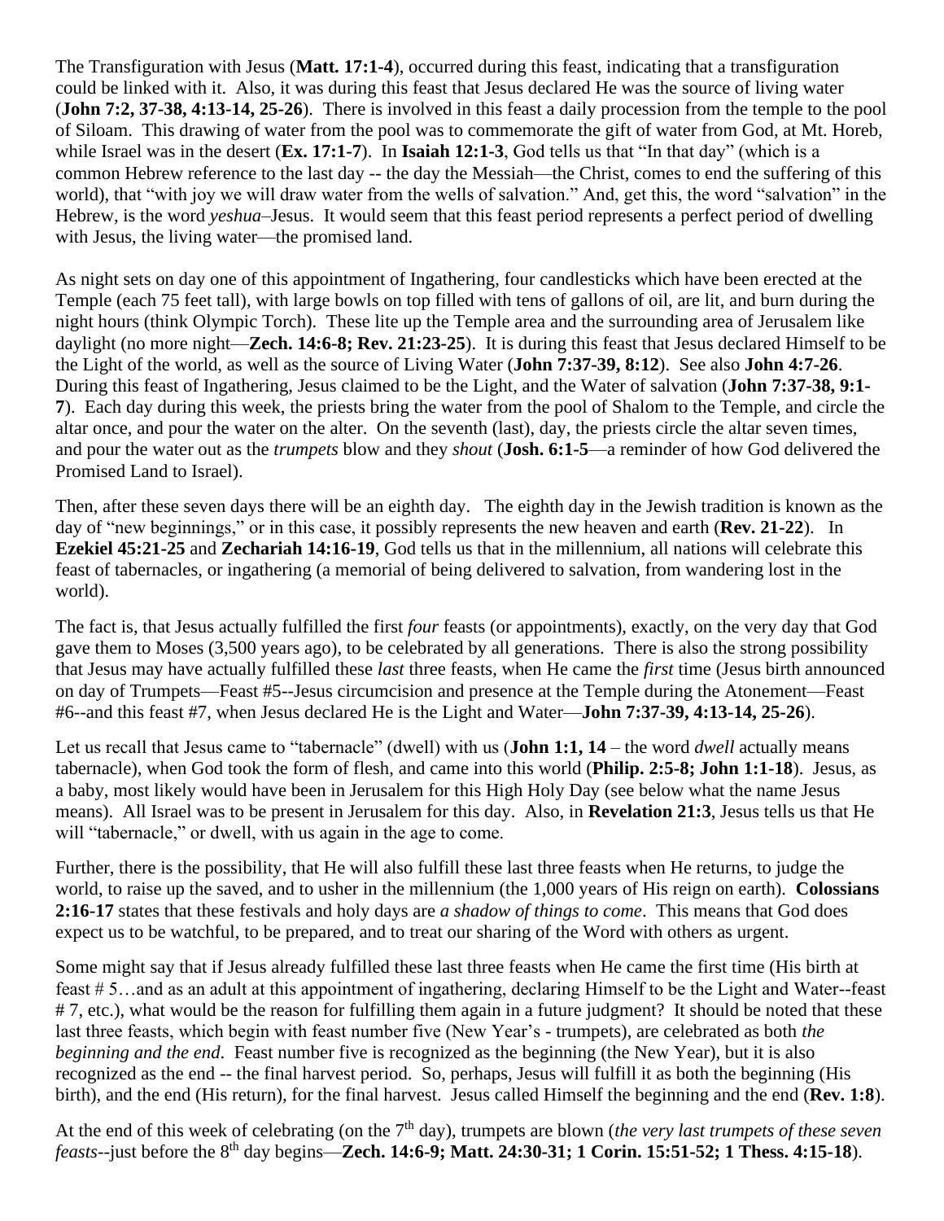The Transfiguration with Jesus (**Matt. 17:1-4**), occurred during this feast, indicating that a transfiguration could be linked with it. Also, it was during this feast that Jesus declared He was the source of living water (**John 7:2, 37-38, 4:13-14, 25-26**). There is involved in this feast a daily procession from the temple to the pool of Siloam. This drawing of water from the pool was to commemorate the gift of water from God, at Mt. Horeb, while Israel was in the desert (**Ex. 17:1-7**). In **Isaiah 12:1-3**, God tells us that "In that day" (which is a common Hebrew reference to the last day -- the day the Messiah—the Christ, comes to end the suffering of this world), that "with joy we will draw water from the wells of salvation." And, get this, the word "salvation" in the Hebrew, is the word *yeshua*–Jesus. It would seem that this feast period represents a perfect period of dwelling with Jesus, the living water—the promised land.

As night sets on day one of this appointment of Ingathering, four candlesticks which have been erected at the Temple (each 75 feet tall), with large bowls on top filled with tens of gallons of oil, are lit, and burn during the night hours (think Olympic Torch). These lite up the Temple area and the surrounding area of Jerusalem like daylight (no more night—**Zech. 14:6-8; Rev. 21:23-25**). It is during this feast that Jesus declared Himself to be the Light of the world, as well as the source of Living Water (**John 7:37-39, 8:12**). See also **John 4:7-26**. During this feast of Ingathering, Jesus claimed to be the Light, and the Water of salvation (**John 7:37-38, 9:1-7**). Each day during this week, the priests bring the water from the pool of Shalom to the Temple, and circle the altar once, and pour the water on the alter. On the seventh (last), day, the priests circle the altar seven times, and pour the water out as the *trumpets* blow and they *shout* (**Josh. 6:1-5**—a reminder of how God delivered the Promised Land to Israel).

Then, after these seven days there will be an eighth day. The eighth day in the Jewish tradition is known as the day of "new beginnings," or in this case, it possibly represents the new heaven and earth (**Rev. 21-22**). In **Ezekiel 45:21-25** and **Zechariah 14:16-19**, God tells us that in the millennium, all nations will celebrate this feast of tabernacles, or ingathering (a memorial of being delivered to salvation, from wandering lost in the world).

The fact is, that Jesus actually fulfilled the first *four* feasts (or appointments), exactly, on the very day that God gave them to Moses (3,500 years ago), to be celebrated by all generations. There is also the strong possibility that Jesus may have actually fulfilled these *last* three feasts, when He came the *first* time (Jesus birth announced on day of Trumpets—Feast #5--Jesus circumcision and presence at the Temple during the Atonement—Feast #6--and this feast #7, when Jesus declared He is the Light and Water—**John 7:37-39, 4:13-14, 25-26**).

Let us recall that Jesus came to "tabernacle" (dwell) with us (**John 1:1, 14** – the word *dwell* actually means tabernacle), when God took the form of flesh, and came into this world (**Philip. 2:5-8; John 1:1-18**). Jesus, as a baby, most likely would have been in Jerusalem for this High Holy Day (see below what the name Jesus means). All Israel was to be present in Jerusalem for this day. Also, in **Revelation 21:3**, Jesus tells us that He will "tabernacle," or dwell, with us again in the age to come.

Further, there is the possibility, that He will also fulfill these last three feasts when He returns, to judge the world, to raise up the saved, and to usher in the millennium (the 1,000 years of His reign on earth). **Colossians 2:16-17** states that these festivals and holy days are *a shadow of things to come*. This means that God does expect us to be watchful, to be prepared, and to treat our sharing of the Word with others as urgent.

Some might say that if Jesus already fulfilled these last three feasts when He came the first time (His birth at feast # 5…and as an adult at this appointment of ingathering, declaring Himself to be the Light and Water--feast # 7, etc.), what would be the reason for fulfilling them again in a future judgment? It should be noted that these last three feasts, which begin with feast number five (New Year's - trumpets), are celebrated as both *the beginning and the end*. Feast number five is recognized as the beginning (the New Year), but it is also recognized as the end -- the final harvest period. So, perhaps, Jesus will fulfill it as both the beginning (His birth), and the end (His return), for the final harvest. Jesus called Himself the beginning and the end (**Rev. 1:8**).

At the end of this week of celebrating (on the 7th day), trumpets are blown (*the very last trumpets of these seven feasts*--just before the 8th day begins—**Zech. 14:6-9; Matt. 24:30-31; 1 Corin. 15:51-52; 1 Thess. 4:15-18**).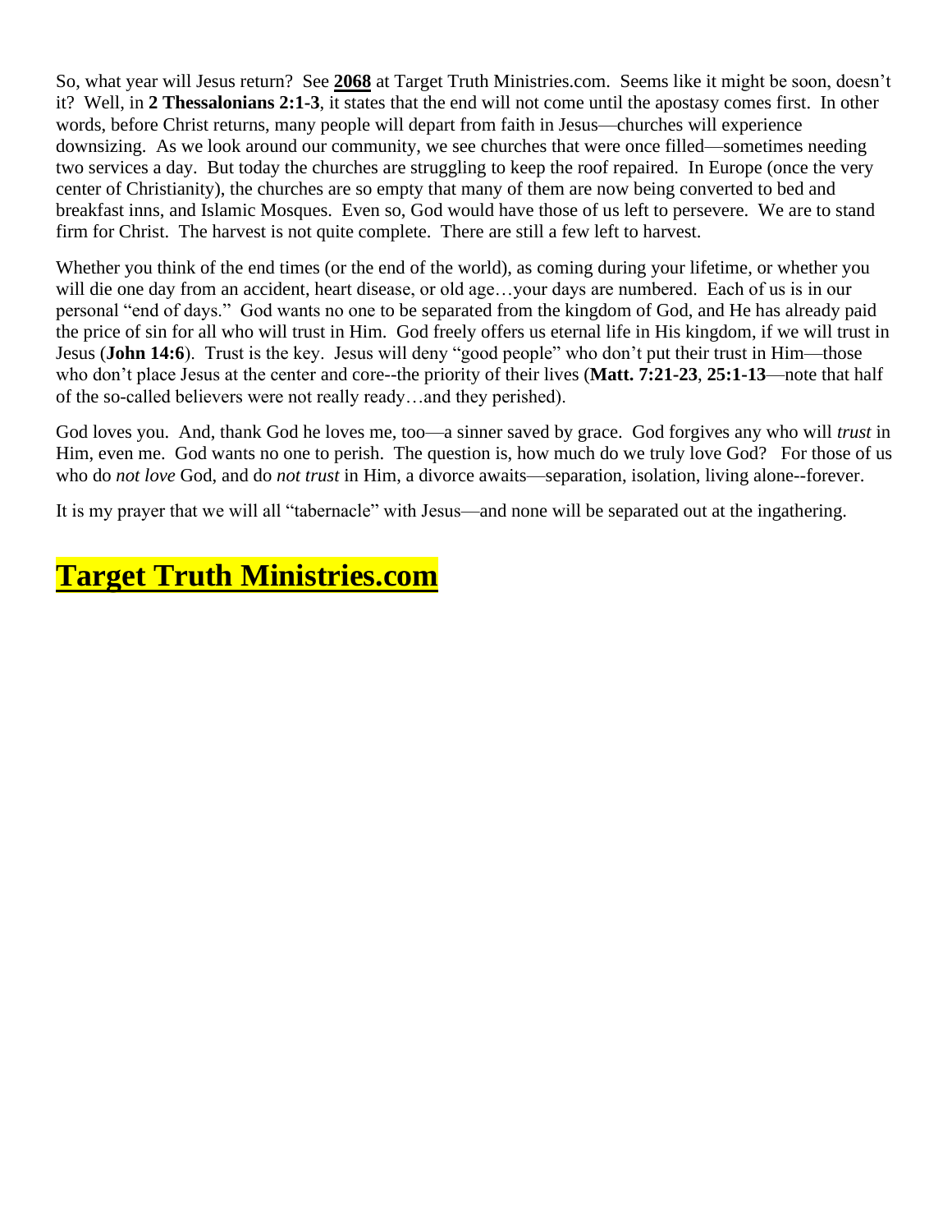So, what year will Jesus return? See **2068** at Target Truth Ministries.com. Seems like it might be soon, doesn't it? Well, in **2 Thessalonians 2:1-3**, it states that the end will not come until the apostasy comes first. In other words, before Christ returns, many people will depart from faith in Jesus—churches will experience downsizing. As we look around our community, we see churches that were once filled—sometimes needing two services a day. But today the churches are struggling to keep the roof repaired. In Europe (once the very center of Christianity), the churches are so empty that many of them are now being converted to bed and breakfast inns, and Islamic Mosques. Even so, God would have those of us left to persevere. We are to stand firm for Christ. The harvest is not quite complete. There are still a few left to harvest.

Whether you think of the end times (or the end of the world), as coming during your lifetime, or whether you will die one day from an accident, heart disease, or old age…your days are numbered. Each of us is in our personal "end of days." God wants no one to be separated from the kingdom of God, and He has already paid the price of sin for all who will trust in Him. God freely offers us eternal life in His kingdom, if we will trust in Jesus (**John 14:6**). Trust is the key. Jesus will deny "good people" who don't put their trust in Him—those who don't place Jesus at the center and core--the priority of their lives (**Matt. 7:21-23**, **25:1-13**—note that half of the so-called believers were not really ready…and they perished).

God loves you. And, thank God he loves me, too—a sinner saved by grace. God forgives any who will *trust* in Him, even me. God wants no one to perish. The question is, how much do we truly love God? For those of us who do *not love* God, and do *not trust* in Him, a divorce awaits—separation, isolation, living alone--forever.

It is my prayer that we will all "tabernacle" with Jesus—and none will be separated out at the ingathering.

# Target Truth Ministries.com